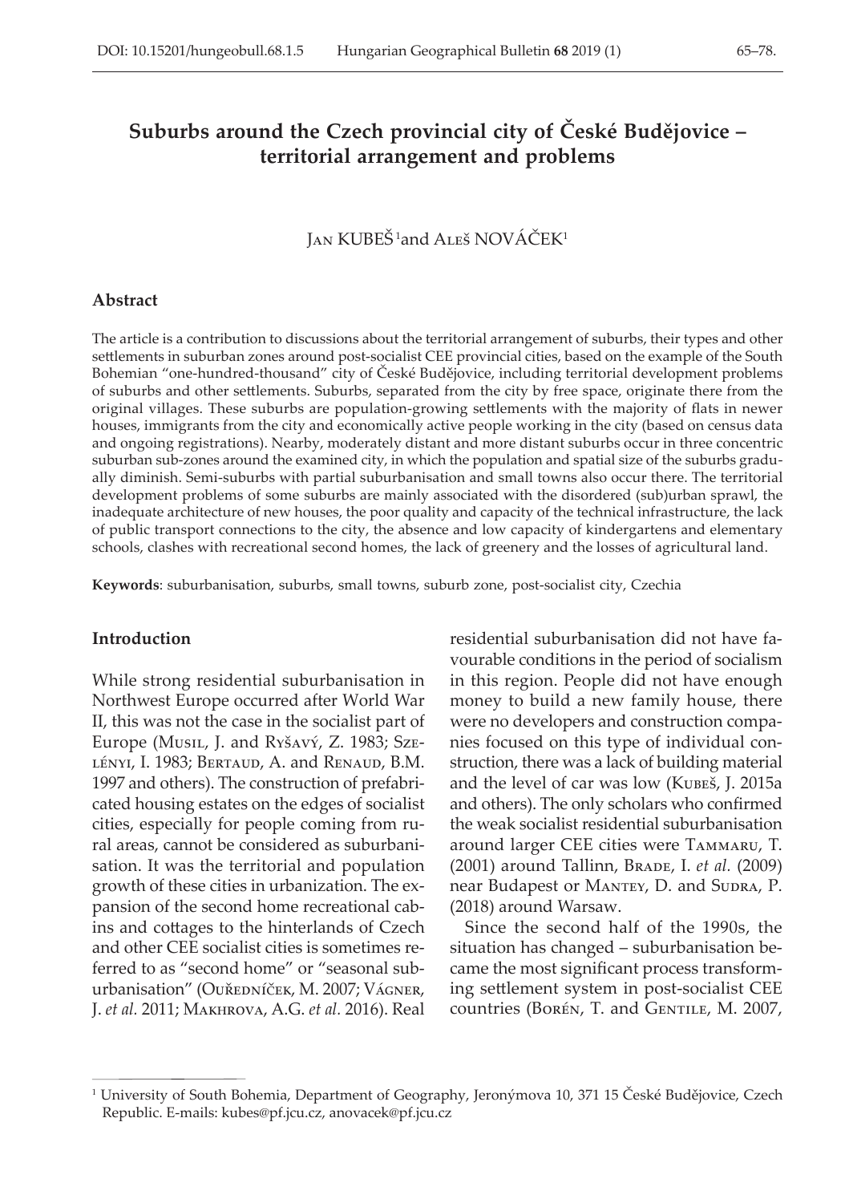# Suburbs around the Czech provincial city of České Budějovice – territorial arrangement and problems

Jan KUBEŠ[1] and Aleš NOVÁČEK[1]

## Abstract

The article is a contribution to discussions about the territorial arrangement of suburbs, their types and other settlements in suburban zones around post-socialist CEE provincial cities, based on the example of the South Bohemian "one-hundred-thousand" city of České Budějovice, including territorial development problems of suburbs and other settlements. Suburbs, separated from the city by free space, originate there from the original villages. These suburbs are population-growing settlements with the majority of flats in newer houses, immigrants from the city and economically active people working in the city (based on census data and ongoing registrations). Nearby, moderately distant and more distant suburbs occur in three concentric suburban sub-zones around the examined city, in which the population and spatial size of the suburbs gradually diminish. Semi-suburbs with partial suburbanisation and small towns also occur there. The territorial development problems of some suburbs are mainly associated with the disordered (sub)urban sprawl, the inadequate architecture of new houses, the poor quality and capacity of the technical infrastructure, the lack of public transport connections to the city, the absence and low capacity of kindergartens and elementary schools, clashes with recreational second homes, the lack of greenery and the losses of agricultural land.

**Keywords**: suburbanisation, suburbs, small towns, suburb zone, post-socialist city, Czechia

## Introduction

While strong residential suburbanisation in Northwest Europe occurred after World War II, this was not the case in the socialist part of Europe (Musil, J. and Ryšavý, Z. 1983; Szelényi, I. 1983; Bertaud, A. and Renaud, B.M. 1997 and others). The construction of prefabricated housing estates on the edges of socialist cities, especially for people coming from rural areas, cannot be considered as suburbanisation. It was the territorial and population growth of these cities in urbanization. The expansion of the second home recreational cabins and cottages to the hinterlands of Czech and other CEE socialist cities is sometimes referred to as "second home" or "seasonal suburbanisation" (Ouředníček, M. 2007; Vágner, J. *et al.* 2011; Makhrova, A.G. *et al.* 2016). Real residential suburbanisation did not have favourable conditions in the period of socialism in this region. People did not have enough money to build a new family house, there were no developers and construction companies focused on this type of individual construction, there was a lack of building material and the level of car was low (Kubeš, J. 2015a and others). The only scholars who confirmed the weak socialist residential suburbanisation around larger CEE cities were Tammaru, T. (2001) around Tallinn, Brade, I. *et al.* (2009) near Budapest or Mantey, D. and Sudra, P. (2018) around Warsaw.

Since the second half of the 1990s, the situation has changed – suburbanisation became the most significant process transforming settlement system in post-socialist CEE countries (Borén, T. and Gentile, M. 2007,

[1] University of South Bohemia, Department of Geography, Jeronýmova 10, 371 15 České Budějovice, Czech Republic. E-mails: kubes@pf.jcu.cz, anovacek@pf.jcu.cz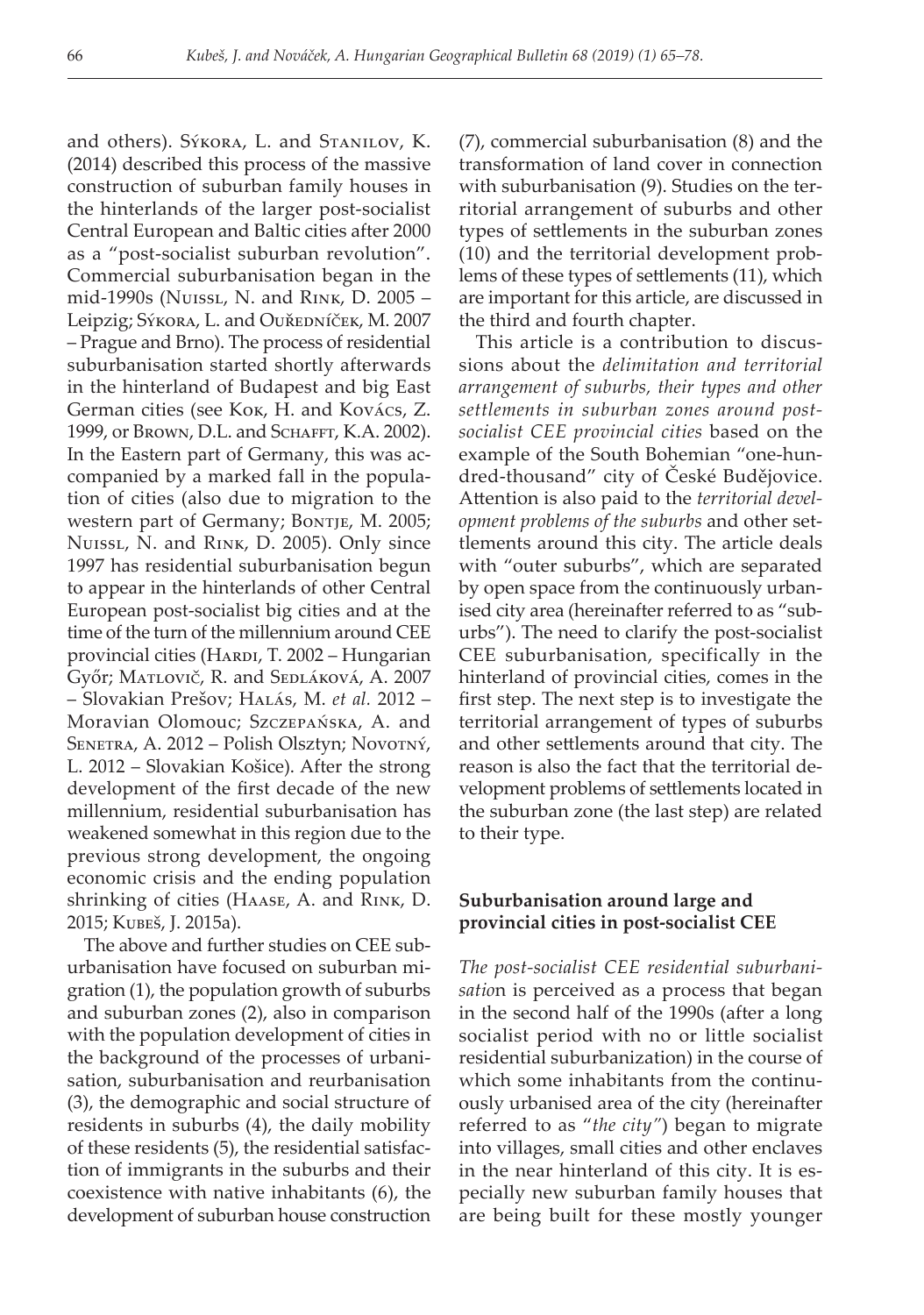and others). Sýkora, L. and Stanilov, K. (2014) described this process of the massive construction of suburban family houses in the hinterlands of the larger post-socialist Central European and Baltic cities after 2000 as a "post-socialist suburban revolution". Commercial suburbanisation began in the mid-1990s (Nuissl, N. and Rink, D. 2005 – Leipzig; Sýkora, L. and Ouředníček, M. 2007 – Prague and Brno). The process of residential suburbanisation started shortly afterwards in the hinterland of Budapest and big East German cities (see Kok, H. and Kovács, Z. 1999, or Brown, D.L. and Schafft, K.A. 2002). In the Eastern part of Germany, this was accompanied by a marked fall in the population of cities (also due to migration to the western part of Germany; Bontje, M. 2005; Nuissl, N. and Rink, D. 2005). Only since 1997 has residential suburbanisation begun to appear in the hinterlands of other Central European post-socialist big cities and at the time of the turn of the millennium around CEE provincial cities (Hardi, T. 2002 – Hungarian Győr; Matlovič, R. and Sedláková, A. 2007 – Slovakian Prešov; Halás, M. *et al.* 2012 – Moravian Olomouc; Szczepańska, A. and Senetra, A. 2012 – Polish Olsztyn; Novotný, L. 2012 – Slovakian Košice). After the strong development of the first decade of the new millennium, residential suburbanisation has weakened somewhat in this region due to the previous strong development, the ongoing economic crisis and the ending population shrinking of cities (Haase, A. and Rink, D. 2015; Kubeš, J. 2015a).

The above and further studies on CEE suburbanisation have focused on suburban migration (1), the population growth of suburbs and suburban zones (2), also in comparison with the population development of cities in the background of the processes of urbanisation, suburbanisation and reurbanisation (3), the demographic and social structure of residents in suburbs (4), the daily mobility of these residents (5), the residential satisfaction of immigrants in the suburbs and their coexistence with native inhabitants (6), the development of suburban house construction (7), commercial suburbanisation (8) and the transformation of land cover in connection with suburbanisation (9). Studies on the territorial arrangement of suburbs and other types of settlements in the suburban zones (10) and the territorial development problems of these types of settlements (11), which are important for this article, are discussed in the third and fourth chapter.

This article is a contribution to discussions about the *delimitation and territorial arrangement of suburbs, their types and other settlements in suburban zones around post-socialist CEE provincial cities* based on the example of the South Bohemian "one-hundred-thousand" city of České Budějovice. Attention is also paid to the *territorial development problems of the suburbs* and other settlements around this city. The article deals with "outer suburbs", which are separated by open space from the continuously urbanised city area (hereinafter referred to as "suburbs"). The need to clarify the post-socialist CEE suburbanisation, specifically in the hinterland of provincial cities, comes in the first step. The next step is to investigate the territorial arrangement of types of suburbs and other settlements around that city. The reason is also the fact that the territorial development problems of settlements located in the suburban zone (the last step) are related to their type.

## Suburbanisation around large and provincial cities in post-socialist CEE

*The post-socialist CEE residential suburbanisatio*n is perceived as a process that began in the second half of the 1990s (after a long socialist period with no or little socialist residential suburbanization) in the course of which some inhabitants from the continuously urbanised area of the city (hereinafter referred to as "*the city*") began to migrate into villages, small cities and other enclaves in the near hinterland of this city. It is especially new suburban family houses that are being built for these mostly younger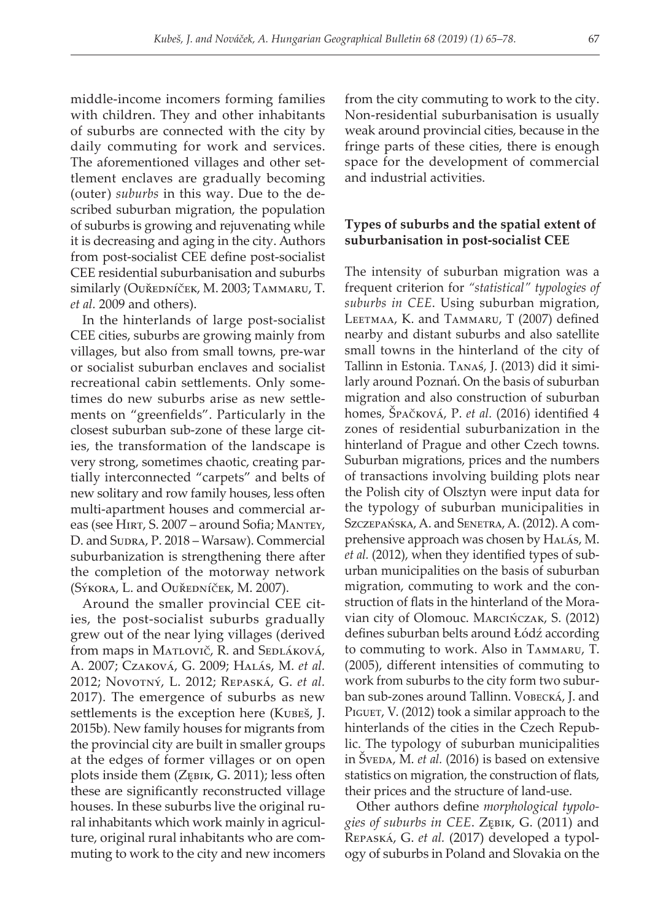middle-income incomers forming families with children. They and other inhabitants of suburbs are connected with the city by daily commuting for work and services. The aforementioned villages and other settlement enclaves are gradually becoming (outer) *suburbs* in this way. Due to the described suburban migration, the population of suburbs is growing and rejuvenating while it is decreasing and aging in the city. Authors from post-socialist CEE define post-socialist CEE residential suburbanisation and suburbs similarly (Ouředníček, M. 2003; Tammaru, T. *et al.* 2009 and others).

In the hinterlands of large post-socialist CEE cities, suburbs are growing mainly from villages, but also from small towns, pre-war or socialist suburban enclaves and socialist recreational cabin settlements. Only sometimes do new suburbs arise as new settlements on "greenfields". Particularly in the closest suburban sub-zone of these large cities, the transformation of the landscape is very strong, sometimes chaotic, creating partially interconnected "carpets" and belts of new solitary and row family houses, less often multi-apartment houses and commercial areas (see Hirt, S. 2007 – around Sofia; Mantey, D. and Sudra, P. 2018 – Warsaw). Commercial suburbanization is strengthening there after the completion of the motorway network (Sýkora, L. and Ouředníček, M. 2007).

Around the smaller provincial CEE cities, the post-socialist suburbs gradually grew out of the near lying villages (derived from maps in Matlovič, R. and Sedláková, A. 2007; Czaková, G. 2009; Halás, M. *et al.* 2012; Novotný, L. 2012; Repaská, G. *et al.* 2017). The emergence of suburbs as new settlements is the exception here (Kubeš, J. 2015b). New family houses for migrants from the provincial city are built in smaller groups at the edges of former villages or on open plots inside them (Zębik, G. 2011); less often these are significantly reconstructed village houses. In these suburbs live the original rural inhabitants which work mainly in agriculture, original rural inhabitants who are commuting to work to the city and new incomers from the city commuting to work to the city. Non-residential suburbanisation is usually weak around provincial cities, because in the fringe parts of these cities, there is enough space for the development of commercial and industrial activities.

### Types of suburbs and the spatial extent of suburbanisation in post-socialist CEE

The intensity of suburban migration was a frequent criterion for *"statistical" typologies of suburbs in CEE*. Using suburban migration, Leetmaa, K. and Tammaru, T (2007) defined nearby and distant suburbs and also satellite small towns in the hinterland of the city of Tallinn in Estonia. Tanaś, J. (2013) did it similarly around Poznań. On the basis of suburban migration and also construction of suburban homes, Špačková, P. *et al.* (2016) identified 4 zones of residential suburbanization in the hinterland of Prague and other Czech towns. Suburban migrations, prices and the numbers of transactions involving building plots near the Polish city of Olsztyn were input data for the typology of suburban municipalities in Szczepańska, A. and Senetra, A. (2012). A comprehensive approach was chosen by Halás, M. *et al.* (2012), when they identified types of suburban municipalities on the basis of suburban migration, commuting to work and the construction of flats in the hinterland of the Moravian city of Olomouc. Marcińczak, S. (2012) defines suburban belts around Łódź according to commuting to work. Also in Tammaru, T. (2005), different intensities of commuting to work from suburbs to the city form two suburban sub-zones around Tallinn. Vobecká, J. and Piguet, V. (2012) took a similar approach to the hinterlands of the cities in the Czech Republic. The typology of suburban municipalities in Šveda, M. *et al.* (2016) is based on extensive statistics on migration, the construction of flats, their prices and the structure of land-use.

Other authors define *morphological typologies of suburbs in CEE*. Zębik, G. (2011) and Repaská, G. *et al.* (2017) developed a typology of suburbs in Poland and Slovakia on the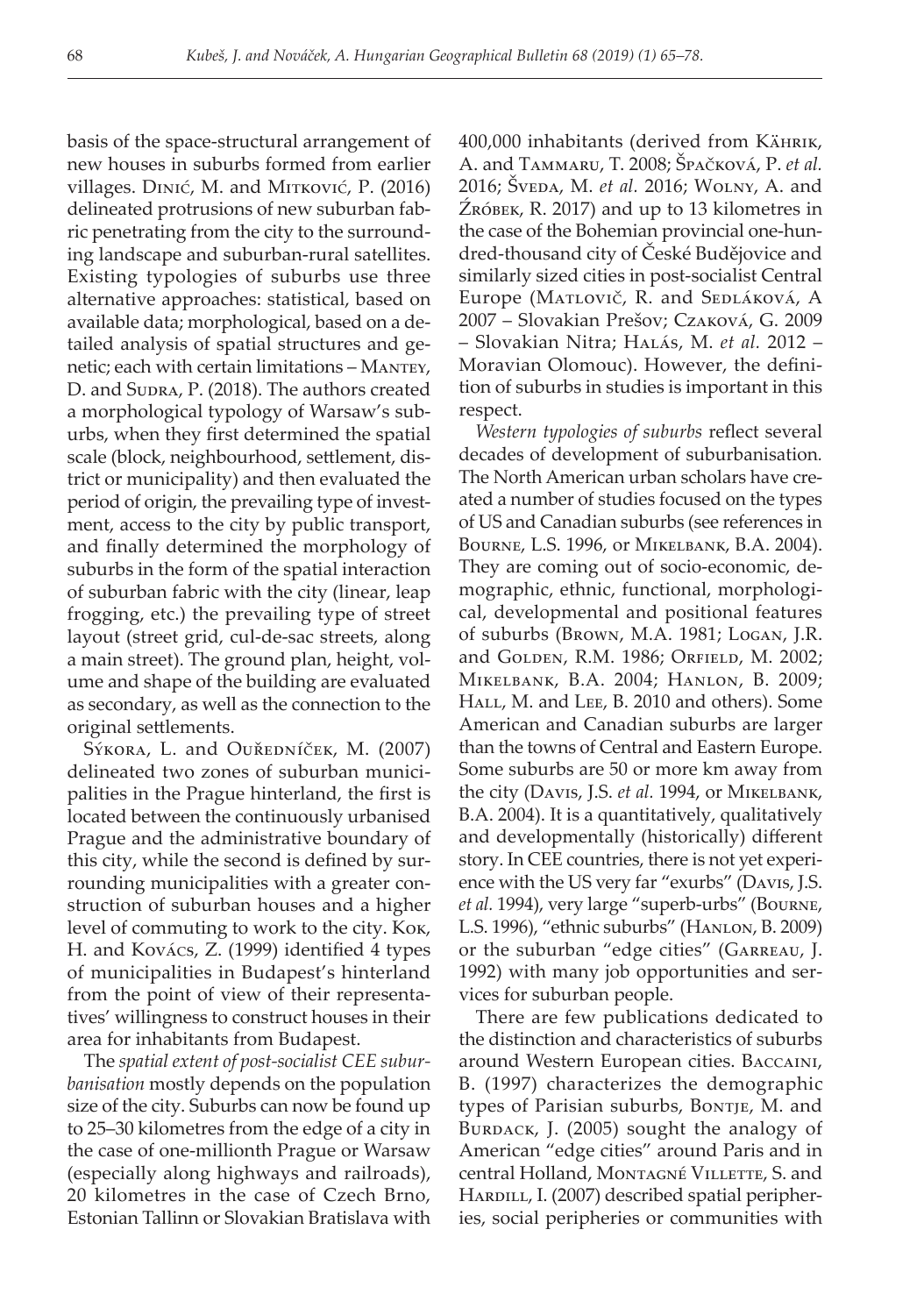basis of the space-structural arrangement of new houses in suburbs formed from earlier villages. Dinić, M. and Mitković, P. (2016) delineated protrusions of new suburban fabric penetrating from the city to the surrounding landscape and suburban-rural satellites. Existing typologies of suburbs use three alternative approaches: statistical, based on available data; morphological, based on a detailed analysis of spatial structures and genetic; each with certain limitations – Mantey, D. and Sudra, P. (2018). The authors created a morphological typology of Warsaw's suburbs, when they first determined the spatial scale (block, neighbourhood, settlement, district or municipality) and then evaluated the period of origin, the prevailing type of investment, access to the city by public transport, and finally determined the morphology of suburbs in the form of the spatial interaction of suburban fabric with the city (linear, leap frogging, etc.) the prevailing type of street layout (street grid, cul-de-sac streets, along a main street). The ground plan, height, volume and shape of the building are evaluated as secondary, as well as the connection to the original settlements.

Sýkora, L. and Ouředníček, M. (2007) delineated two zones of suburban municipalities in the Prague hinterland, the first is located between the continuously urbanised Prague and the administrative boundary of this city, while the second is defined by surrounding municipalities with a greater construction of suburban houses and a higher level of commuting to work to the city. Kok, H. and Kovács, Z. (1999) identified 4 types of municipalities in Budapest's hinterland from the point of view of their representatives' willingness to construct houses in their area for inhabitants from Budapest.

The *spatial extent of post-socialist CEE suburbanisation* mostly depends on the population size of the city. Suburbs can now be found up to 25–30 kilometres from the edge of a city in the case of one-millionth Prague or Warsaw (especially along highways and railroads), 20 kilometres in the case of Czech Brno, Estonian Tallinn or Slovakian Bratislava with 400,000 inhabitants (derived from Kährik, A. and Tammaru, T. 2008; Špačková, P. *et al.* 2016; Šveda, M. *et al.* 2016; Wolny, A. and Źróbek, R. 2017) and up to 13 kilometres in the case of the Bohemian provincial one-hundred-thousand city of České Budějovice and similarly sized cities in post-socialist Central Europe (Matlovič, R. and Sedláková, A 2007 – Slovakian Prešov; Czaková, G. 2009 – Slovakian Nitra; Halás, M. *et al.* 2012 – Moravian Olomouc). However, the definition of suburbs in studies is important in this respect.

*Western typologies of suburbs* reflect several decades of development of suburbanisation. The North American urban scholars have created a number of studies focused on the types of US and Canadian suburbs (see references in Bourne, L.S. 1996, or Mikelbank, B.A. 2004). They are coming out of socio-economic, demographic, ethnic, functional, morphological, developmental and positional features of suburbs (Brown, M.A. 1981; Logan, J.R. and Golden, R.M. 1986; Orfield, M. 2002; Mikelbank, B.A. 2004; Hanlon, B. 2009; Hall, M. and Lee, B. 2010 and others). Some American and Canadian suburbs are larger than the towns of Central and Eastern Europe. Some suburbs are 50 or more km away from the city (Davis, J.S. *et al.* 1994, or Mikelbank, B.A. 2004). It is a quantitatively, qualitatively and developmentally (historically) different story. In CEE countries, there is not yet experience with the US very far "exurbs" (Davis, J.S. *et al.* 1994), very large "superb-urbs" (Bourne, L.S. 1996), "ethnic suburbs" (Hanlon, B. 2009) or the suburban "edge cities" (Garreau, J. 1992) with many job opportunities and services for suburban people.

There are few publications dedicated to the distinction and characteristics of suburbs around Western European cities. Baccaini, B. (1997) characterizes the demographic types of Parisian suburbs, Bontje, M. and Burdack, J. (2005) sought the analogy of American "edge cities" around Paris and in central Holland, Montagné Villette, S. and Hardill, I. (2007) described spatial peripheries, social peripheries or communities with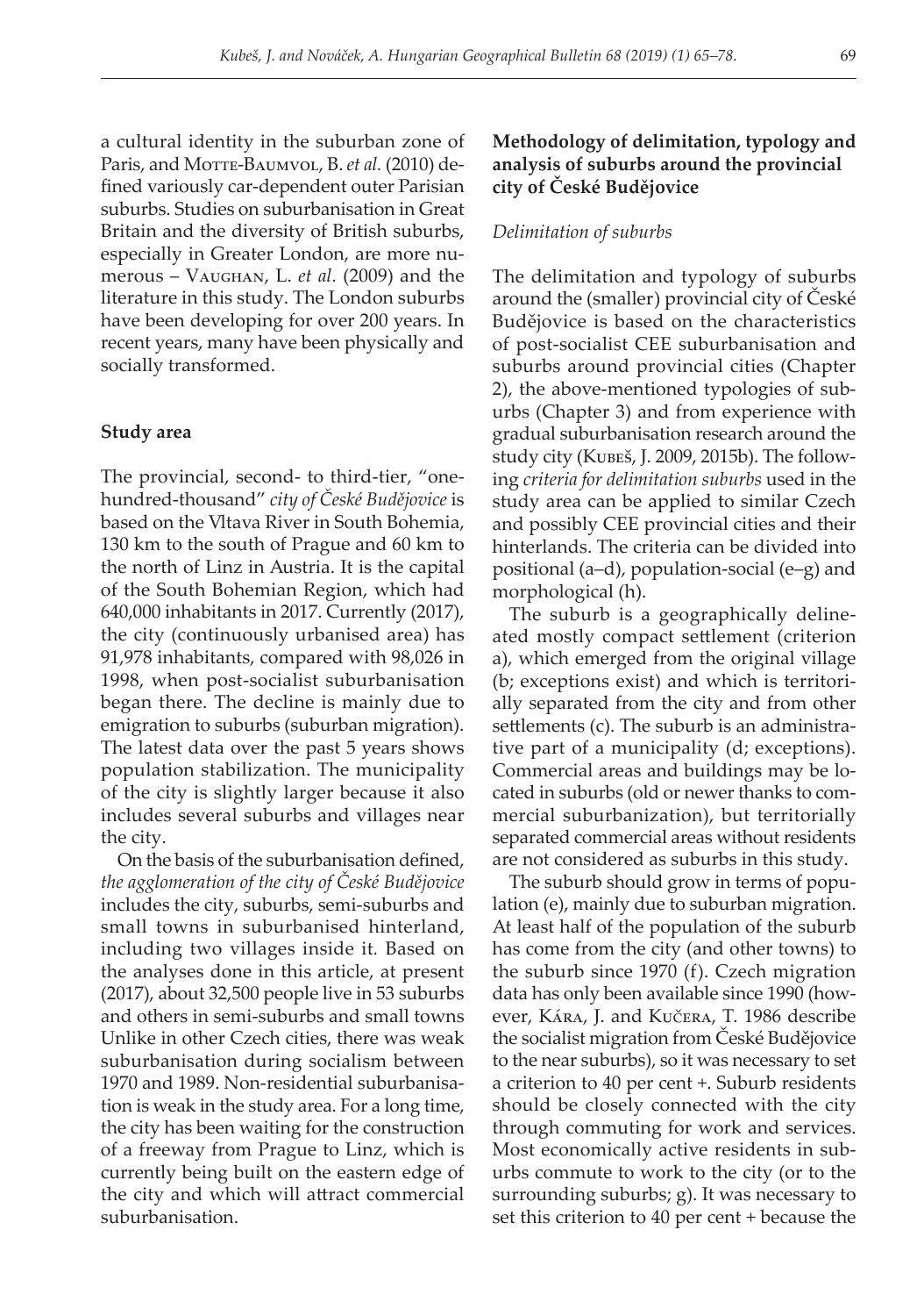a cultural identity in the suburban zone of Paris, and Motte-Baumvol, B. *et al.* (2010) defined variously car-dependent outer Parisian suburbs. Studies on suburbanisation in Great Britain and the diversity of British suburbs, especially in Greater London, are more numerous – Vaughan, L. *et al.* (2009) and the literature in this study. The London suburbs have been developing for over 200 years. In recent years, many have been physically and socially transformed.

## Study area

The provincial, second- to third-tier, "one-hundred-thousand" *city of České Budějovice* is based on the Vltava River in South Bohemia, 130 km to the south of Prague and 60 km to the north of Linz in Austria. It is the capital of the South Bohemian Region, which had 640,000 inhabitants in 2017. Currently (2017), the city (continuously urbanised area) has 91,978 inhabitants, compared with 98,026 in 1998, when post-socialist suburbanisation began there. The decline is mainly due to emigration to suburbs (suburban migration). The latest data over the past 5 years shows population stabilization. The municipality of the city is slightly larger because it also includes several suburbs and villages near the city.

On the basis of the suburbanisation defined, *the agglomeration of the city of České Budějovice* includes the city, suburbs, semi-suburbs and small towns in suburbanised hinterland, including two villages inside it. Based on the analyses done in this article, at present (2017), about 32,500 people live in 53 suburbs and others in semi-suburbs and small towns Unlike in other Czech cities, there was weak suburbanisation during socialism between 1970 and 1989. Non-residential suburbanisation is weak in the study area. For a long time, the city has been waiting for the construction of a freeway from Prague to Linz, which is currently being built on the eastern edge of the city and which will attract commercial suburbanisation.

## Methodology of delimitation, typology and analysis of suburbs around the provincial city of České Budějovice

### *Delimitation of suburbs*

The delimitation and typology of suburbs around the (smaller) provincial city of České Budějovice is based on the characteristics of post-socialist CEE suburbanisation and suburbs around provincial cities (Chapter 2), the above-mentioned typologies of suburbs (Chapter 3) and from experience with gradual suburbanisation research around the study city (Kubeš, J. 2009, 2015b). The following *criteria for delimitation suburbs* used in the study area can be applied to similar Czech and possibly CEE provincial cities and their hinterlands. The criteria can be divided into positional (a–d), population-social (e–g) and morphological (h).

The suburb is a geographically delineated mostly compact settlement (criterion a), which emerged from the original village (b; exceptions exist) and which is territorially separated from the city and from other settlements (c). The suburb is an administrative part of a municipality (d; exceptions). Commercial areas and buildings may be located in suburbs (old or newer thanks to commercial suburbanization), but territorially separated commercial areas without residents are not considered as suburbs in this study.

The suburb should grow in terms of population (e), mainly due to suburban migration. At least half of the population of the suburb has come from the city (and other towns) to the suburb since 1970 (f). Czech migration data has only been available since 1990 (however, Kára, J. and Kučera, T. 1986 describe the socialist migration from České Budějovice to the near suburbs), so it was necessary to set a criterion to 40 per cent +. Suburb residents should be closely connected with the city through commuting for work and services. Most economically active residents in suburbs commute to work to the city (or to the surrounding suburbs; g). It was necessary to set this criterion to 40 per cent + because the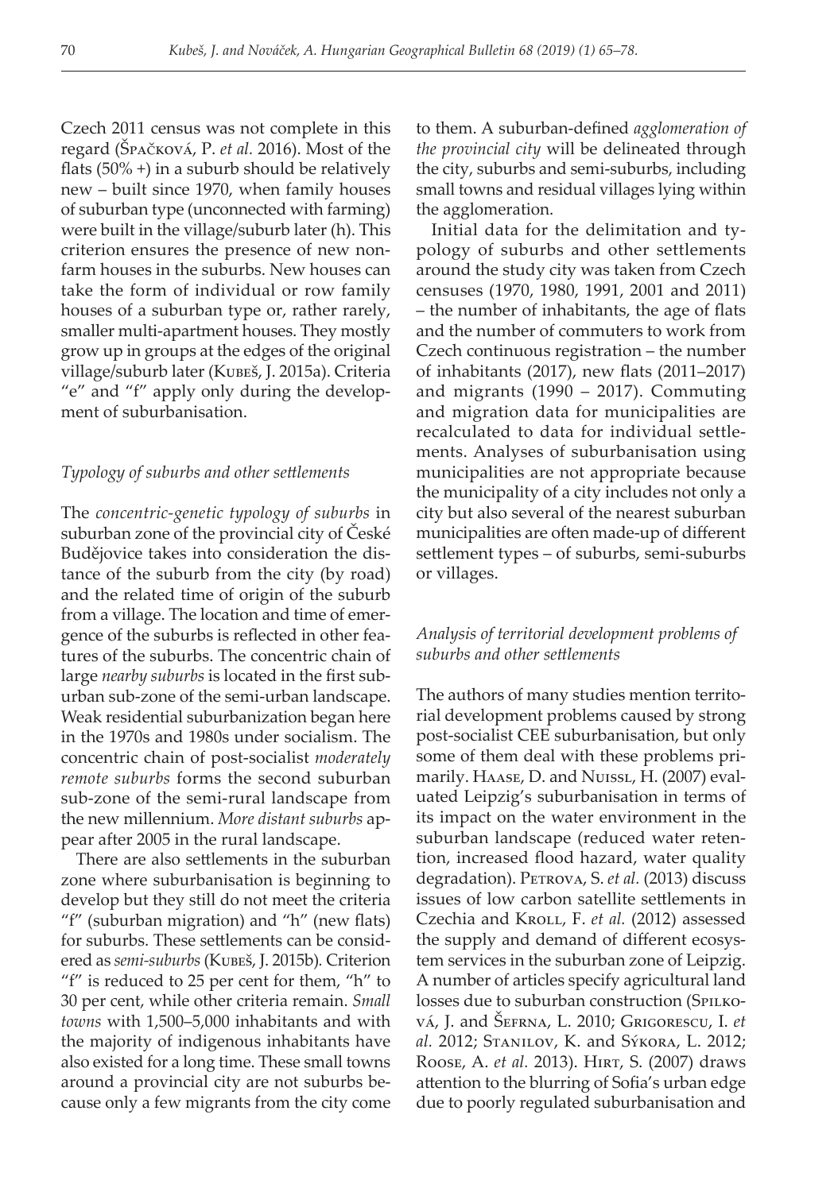Czech 2011 census was not complete in this regard (Špačková, P. *et al.* 2016). Most of the flats (50% +) in a suburb should be relatively new – built since 1970, when family houses of suburban type (unconnected with farming) were built in the village/suburb later (h). This criterion ensures the presence of new non-farm houses in the suburbs. New houses can take the form of individual or row family houses of a suburban type or, rather rarely, smaller multi-apartment houses. They mostly grow up in groups at the edges of the original village/suburb later (Kubeš, J. 2015a). Criteria "e" and "f" apply only during the development of suburbanisation.

### *Typology of suburbs and other settlements*

The *concentric-genetic typology of suburbs* in suburban zone of the provincial city of České Budějovice takes into consideration the distance of the suburb from the city (by road) and the related time of origin of the suburb from a village. The location and time of emergence of the suburbs is reflected in other features of the suburbs. The concentric chain of large *nearby suburbs* is located in the first suburban sub-zone of the semi-urban landscape. Weak residential suburbanization began here in the 1970s and 1980s under socialism. The concentric chain of post-socialist *moderately remote suburbs* forms the second suburban sub-zone of the semi-rural landscape from the new millennium. *More distant suburbs* appear after 2005 in the rural landscape.

There are also settlements in the suburban zone where suburbanisation is beginning to develop but they still do not meet the criteria "f" (suburban migration) and "h" (new flats) for suburbs. These settlements can be considered as *semi-suburbs* (Kubeš, J. 2015b). Criterion "f" is reduced to 25 per cent for them, "h" to 30 per cent, while other criteria remain. *Small towns* with 1,500–5,000 inhabitants and with the majority of indigenous inhabitants have also existed for a long time. These small towns around a provincial city are not suburbs because only a few migrants from the city come to them. A suburban-defined *agglomeration of the provincial city* will be delineated through the city, suburbs and semi-suburbs, including small towns and residual villages lying within the agglomeration.

Initial data for the delimitation and typology of suburbs and other settlements around the study city was taken from Czech censuses (1970, 1980, 1991, 2001 and 2011) – the number of inhabitants, the age of flats and the number of commuters to work from Czech continuous registration – the number of inhabitants (2017), new flats (2011–2017) and migrants (1990 – 2017). Commuting and migration data for municipalities are recalculated to data for individual settlements. Analyses of suburbanisation using municipalities are not appropriate because the municipality of a city includes not only a city but also several of the nearest suburban municipalities are often made-up of different settlement types – of suburbs, semi-suburbs or villages.

### *Analysis of territorial development problems of suburbs and other settlements*

The authors of many studies mention territorial development problems caused by strong post-socialist CEE suburbanisation, but only some of them deal with these problems primarily. Haase, D. and Nuissl, H. (2007) evaluated Leipzig's suburbanisation in terms of its impact on the water environment in the suburban landscape (reduced water retention, increased flood hazard, water quality degradation). Petrova, S. *et al.* (2013) discuss issues of low carbon satellite settlements in Czechia and Kroll, F. *et al.* (2012) assessed the supply and demand of different ecosystem services in the suburban zone of Leipzig. A number of articles specify agricultural land losses due to suburban construction (Spilková, J. and Šefrna, L. 2010; Grigorescu, I. *et al.* 2012; Stanilov, K. and Sýkora, L. 2012; Roose, A. *et al.* 2013). Hirt, S. (2007) draws attention to the blurring of Sofia's urban edge due to poorly regulated suburbanisation and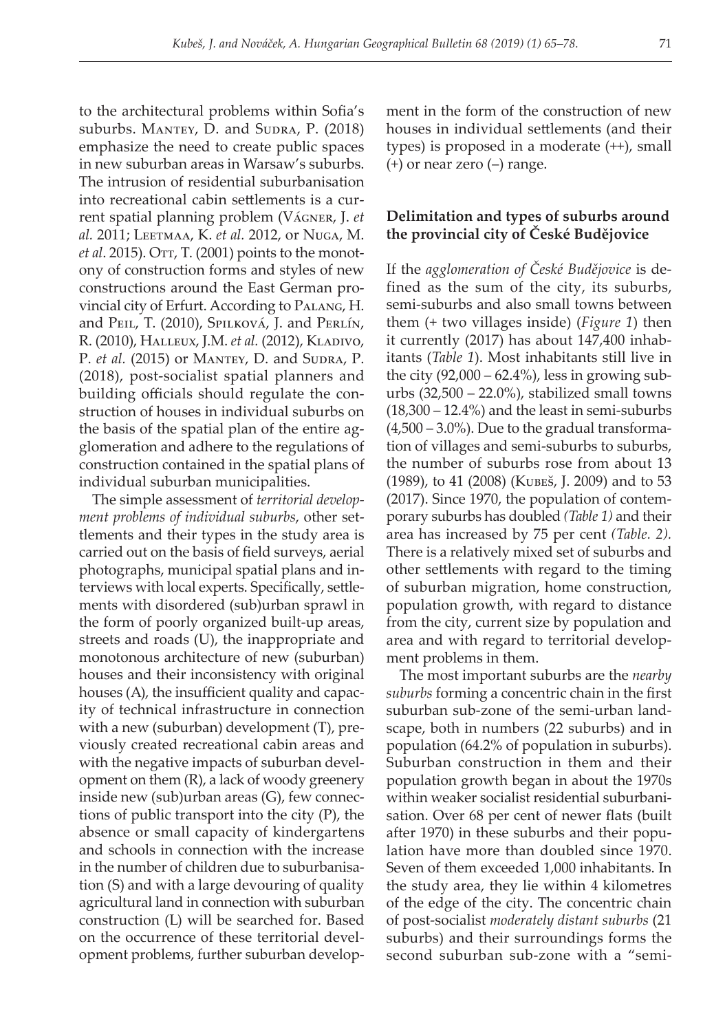to the architectural problems within Sofia's suburbs. Mantey, D. and Sudra, P. (2018) emphasize the need to create public spaces in new suburban areas in Warsaw's suburbs. The intrusion of residential suburbanisation into recreational cabin settlements is a current spatial planning problem (Vágner, J. *et al.* 2011; Leetmaa, K. *et al.* 2012, or Nuga, M. *et al.* 2015). Ott, T. (2001) points to the monotony of construction forms and styles of new constructions around the East German provincial city of Erfurt. According to Palang, H. and Peil, T. (2010), Spilková, J. and Perlín, R. (2010), Halleux, J.M. *et al.* (2012), Kladivo, P. *et al.* (2015) or Mantey, D. and Sudra, P. (2018), post-socialist spatial planners and building officials should regulate the construction of houses in individual suburbs on the basis of the spatial plan of the entire agglomeration and adhere to the regulations of construction contained in the spatial plans of individual suburban municipalities.

The simple assessment of *territorial development problems of individual suburbs*, other settlements and their types in the study area is carried out on the basis of field surveys, aerial photographs, municipal spatial plans and interviews with local experts. Specifically, settlements with disordered (sub)urban sprawl in the form of poorly organized built-up areas, streets and roads (U), the inappropriate and monotonous architecture of new (suburban) houses and their inconsistency with original houses (A), the insufficient quality and capacity of technical infrastructure in connection with a new (suburban) development (T), previously created recreational cabin areas and with the negative impacts of suburban development on them (R), a lack of woody greenery inside new (sub)urban areas (G), few connections of public transport into the city (P), the absence or small capacity of kindergartens and schools in connection with the increase in the number of children due to suburbanisation (S) and with a large devouring of quality agricultural land in connection with suburban construction (L) will be searched for. Based on the occurrence of these territorial development problems, further suburban development in the form of the construction of new houses in individual settlements (and their types) is proposed in a moderate (++), small (+) or near zero (–) range.

## Delimitation and types of suburbs around the provincial city of České Budějovice

If the *agglomeration of České Budějovice* is defined as the sum of the city, its suburbs, semi-suburbs and also small towns between them (+ two villages inside) (*Figure 1*) then it currently (2017) has about 147,400 inhabitants (*Table 1*). Most inhabitants still live in the city (92,000 – 62.4%), less in growing suburbs (32,500 – 22.0%), stabilized small towns (18,300 – 12.4%) and the least in semi-suburbs (4,500 – 3.0%). Due to the gradual transformation of villages and semi-suburbs to suburbs, the number of suburbs rose from about 13 (1989), to 41 (2008) (Kubeš, J. 2009) and to 53 (2017). Since 1970, the population of contemporary suburbs has doubled *(Table 1)* and their area has increased by 75 per cent *(Table. 2).* There is a relatively mixed set of suburbs and other settlements with regard to the timing of suburban migration, home construction, population growth, with regard to distance from the city, current size by population and area and with regard to territorial development problems in them.

The most important suburbs are the *nearby suburbs* forming a concentric chain in the first suburban sub-zone of the semi-urban landscape, both in numbers (22 suburbs) and in population (64.2% of population in suburbs). Suburban construction in them and their population growth began in about the 1970s within weaker socialist residential suburbanisation. Over 68 per cent of newer flats (built after 1970) in these suburbs and their population have more than doubled since 1970. Seven of them exceeded 1,000 inhabitants. In the study area, they lie within 4 kilometres of the edge of the city. The concentric chain of post-socialist *moderately distant suburbs* (21 suburbs) and their surroundings forms the second suburban sub-zone with a "semi-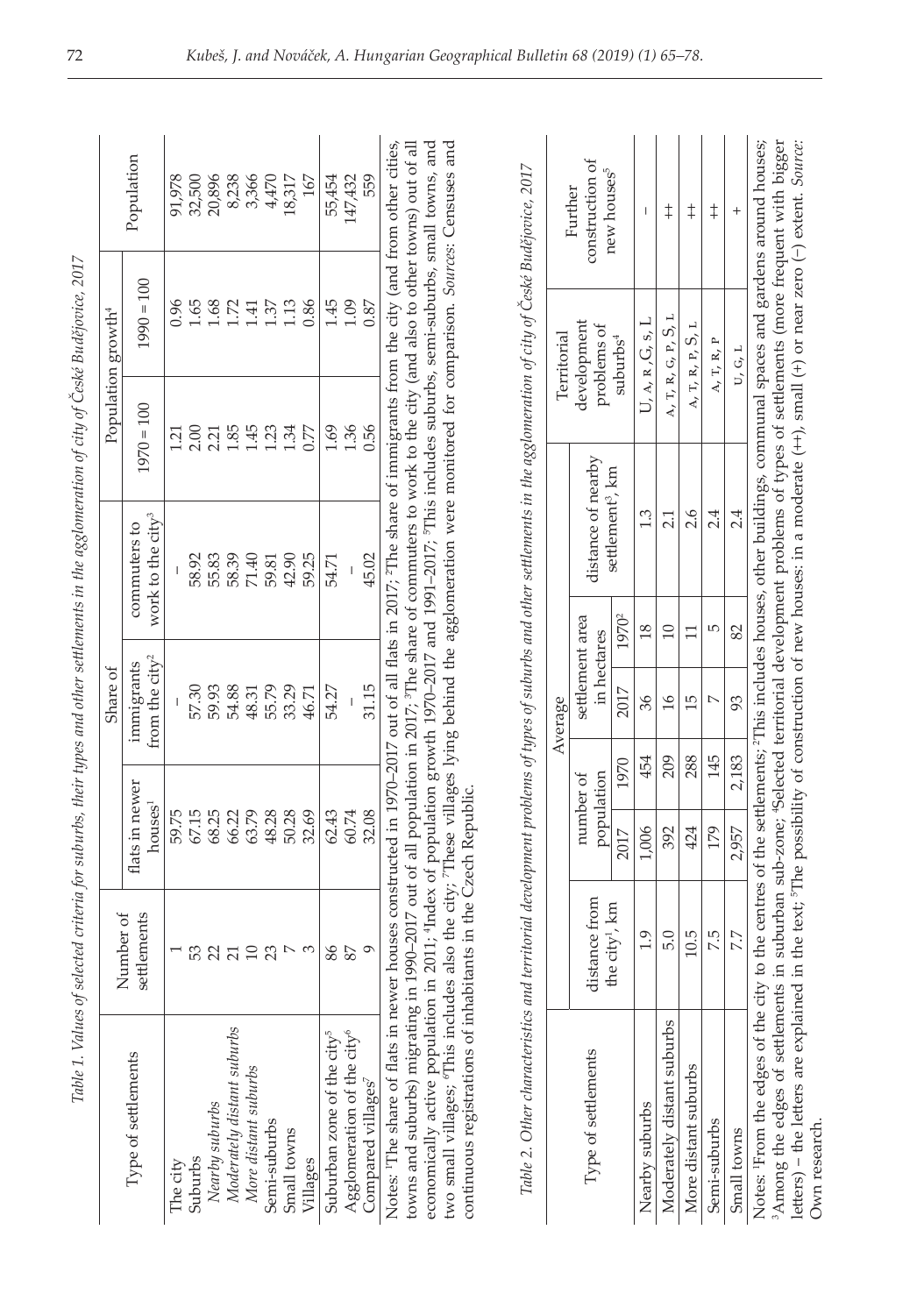*Table 1. Values of selected criteria for suburbs, their types and other settlements in the agglomeration of city of České Budějovice, 2017*

| Type of settlements | Number of settlements | Share of | | | Population growth[4] | | Population |
|---|---|---|---|---|---|---|---|
| | | flats in newer houses[1] | immigrants from the city[2] | commuters to work to the city[3] | 1970 = 100 | 1990 = 100 | |
| The city | 1 | 59.75 | – | – | 1.21 | 0.96 | 91,978 |
| Suburbs | 53 | 67.15 | 57.30 | 58.92 | 2.00 | 1.65 | 32,500 |
| *Nearby suburbs* | 22 | 68.25 | 59.93 | 55.83 | 2.21 | 1.68 | 20,896 |
| *Moderately distant suburbs* | 21 | 66.22 | 54.88 | 58.39 | 1.85 | 1.72 | 8,238 |
| *More distant suburbs* | 10 | 63.79 | 48.31 | 71.40 | 1.45 | 1.41 | 3,366 |
| Semi-suburbs | 23 | 48.28 | 55.79 | 59.81 | 1.23 | 1.37 | 4,470 |
| Small towns | 7 | 50.28 | 33.29 | 42.90 | 1.34 | 1.13 | 18,317 |
| Villages | 3 | 32.69 | 46.71 | 59.25 | 0.77 | 0.86 | 167 |
| Suburban zone of the city[5] | 86 | 62.43 | 54.27 | 54.71 | 1.69 | 1.45 | 55,454 |
| Agglomeration of the city[6] | 87 | 60.74 | – | – | 1.36 | 1.09 | 147,432 |
| Compared villages[7] | 9 | 32.08 | 31.15 | 45.02 | 0.56 | 0.87 | 559 |

Notes: [1]The share of flats in newer houses constructed in 1970–2017 out of all flats in 2017; [2]The share of immigrants from the city (and from other cities, towns and suburbs) migrating in 1990–2017 out of all population in 2017; [3]The share of commuters to work to the city (and also to other towns) out of all economically active population in 2011; [4]Index of population growth 1970–2017 and 1991–2017; [5]This includes suburbs, semi-suburbs, small towns, and two small villages; [6]This includes also the city; [7]These villages lying behind the agglomeration were monitored for comparison. *Sources*: Censuses and continuous registrations of inhabitants in the Czech Republic.

*Table 2. Other characteristics and territorial development problems of types of suburbs and other settlements in the agglomeration of city of České Budějovice, 2017*

| Type of settlements | Average | | | | | | Territorial development problems of suburbs[4] | Further construction of new houses[5] |
|---|---|---|---|---|---|---|---|---|
| | distance from the city[1], km | number of population | | settlement area in hectares | | distance of nearby settlement[3], km | | |
| | | 2017 | 1970 | 2017 | 1970[2] | | | |
| Nearby suburbs | 1.9 | 1,006 | 454 | 36 | 18 | 1.3 | U, A, R, G, S, L | – |
| Moderately distant suburbs | 5.0 | 392 | 209 | 16 | 10 | 2.1 | A, T, R, G, P, S, L | ++ |
| More distant suburbs | 10.5 | 424 | 288 | 15 | 11 | 2.6 | A, T, R, P, S, L | ++ |
| Semi-suburbs | 7.5 | 179 | 145 | 7 | 5 | 2.4 | A, T, R, P | ++ |
| Small towns | 7.7 | 2,957 | 2,183 | 93 | 82 | 2.4 | U, G, L | + |

Notes: [1]From the edges of the city to the centres of the settlements; [2]This includes houses, other buildings, communal spaces and gardens around houses; [3]Among the edges of settlements in suburban sub-zone; [4]Selected territorial development problems of types of settlements (more frequent with bigger letters) – the letters are explained in the text; [5]The possibility of construction of new houses: in a moderate (++), small (+) or near zero (–) extent. *Source*: Own research.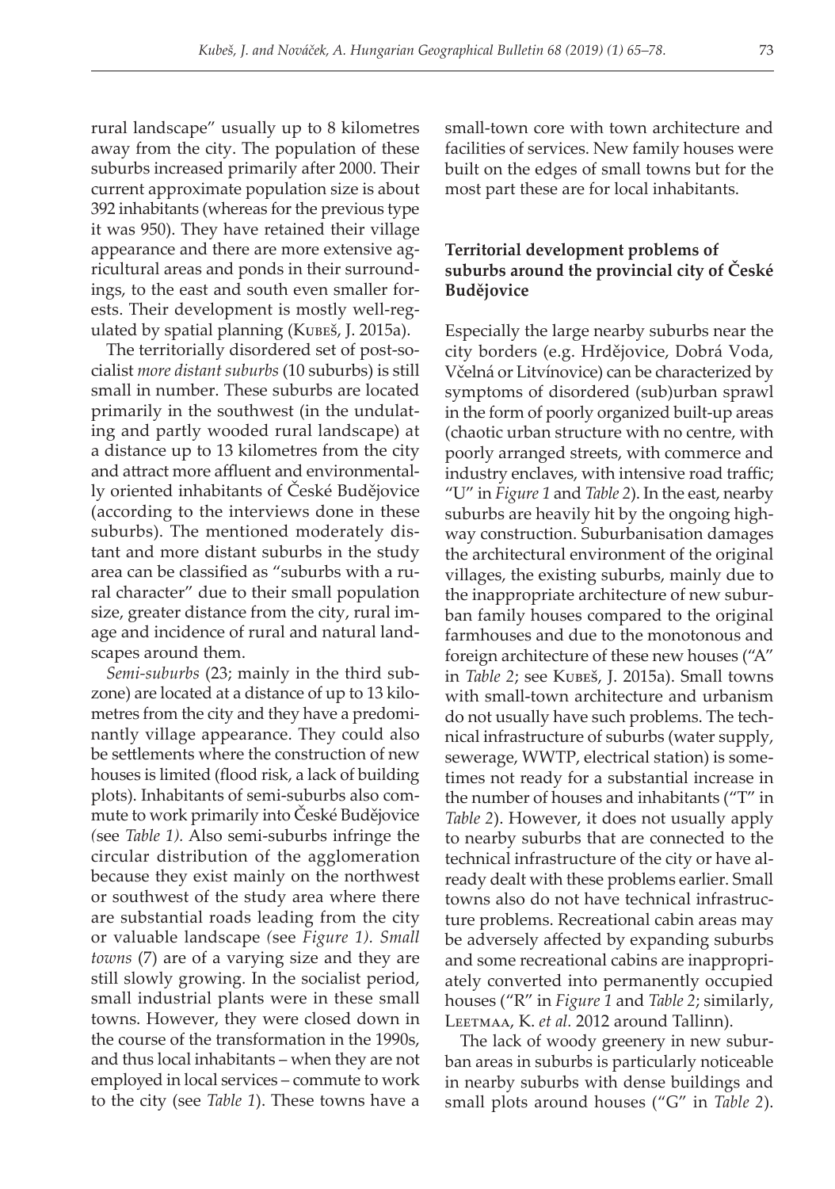rural landscape" usually up to 8 kilometres away from the city. The population of these suburbs increased primarily after 2000. Their current approximate population size is about 392 inhabitants (whereas for the previous type it was 950). They have retained their village appearance and there are more extensive agricultural areas and ponds in their surroundings, to the east and south even smaller forests. Their development is mostly well-regulated by spatial planning (Kubeš, J. 2015a).

The territorially disordered set of post-socialist *more distant suburbs* (10 suburbs) is still small in number. These suburbs are located primarily in the southwest (in the undulating and partly wooded rural landscape) at a distance up to 13 kilometres from the city and attract more affluent and environmentally oriented inhabitants of České Budějovice (according to the interviews done in these suburbs). The mentioned moderately distant and more distant suburbs in the study area can be classified as "suburbs with a rural character" due to their small population size, greater distance from the city, rural image and incidence of rural and natural landscapes around them.

*Semi-suburbs* (23; mainly in the third subzone) are located at a distance of up to 13 kilometres from the city and they have a predominantly village appearance. They could also be settlements where the construction of new houses is limited (flood risk, a lack of building plots). Inhabitants of semi-suburbs also commute to work primarily into České Budějovice (see *Table 1).* Also semi-suburbs infringe the circular distribution of the agglomeration because they exist mainly on the northwest or southwest of the study area where there are substantial roads leading from the city or valuable landscape (see *Figure 1). Small towns* (7) are of a varying size and they are still slowly growing. In the socialist period, small industrial plants were in these small towns. However, they were closed down in the course of the transformation in the 1990s, and thus local inhabitants – when they are not employed in local services – commute to work to the city (see *Table 1*). These towns have a small-town core with town architecture and facilities of services. New family houses were built on the edges of small towns but for the most part these are for local inhabitants.

## Territorial development problems of suburbs around the provincial city of České Budějovice

Especially the large nearby suburbs near the city borders (e.g. Hrdějovice, Dobrá Voda, Včelná or Litvínovice) can be characterized by symptoms of disordered (sub)urban sprawl in the form of poorly organized built-up areas (chaotic urban structure with no centre, with poorly arranged streets, with commerce and industry enclaves, with intensive road traffic; "U" in *Figure 1* and *Table 2*). In the east, nearby suburbs are heavily hit by the ongoing highway construction. Suburbanisation damages the architectural environment of the original villages, the existing suburbs, mainly due to the inappropriate architecture of new suburban family houses compared to the original farmhouses and due to the monotonous and foreign architecture of these new houses ("A" in *Table 2*; see Kubeš, J. 2015a). Small towns with small-town architecture and urbanism do not usually have such problems. The technical infrastructure of suburbs (water supply, sewerage, WWTP, electrical station) is sometimes not ready for a substantial increase in the number of houses and inhabitants ("T" in *Table 2*). However, it does not usually apply to nearby suburbs that are connected to the technical infrastructure of the city or have already dealt with these problems earlier. Small towns also do not have technical infrastructure problems. Recreational cabin areas may be adversely affected by expanding suburbs and some recreational cabins are inappropriately converted into permanently occupied houses ("R" in *Figure 1* and *Table 2*; similarly, Leetmaa, K. *et al.* 2012 around Tallinn).

The lack of woody greenery in new suburban areas in suburbs is particularly noticeable in nearby suburbs with dense buildings and small plots around houses ("G" in *Table 2*).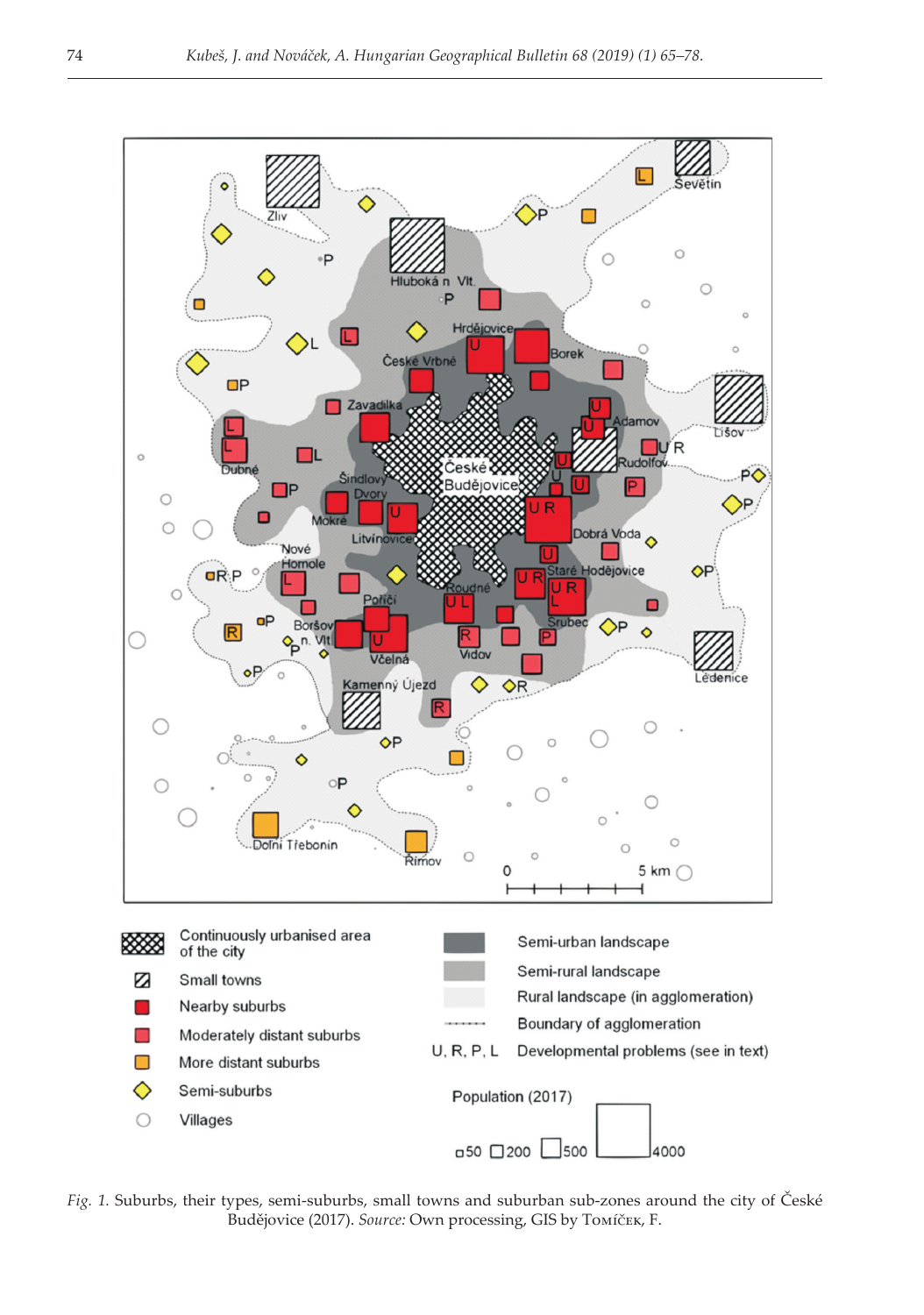*Fig. 1.* Suburbs, their types, semi-suburbs, small towns and suburban sub-zones around the city of České Budějovice (2017). *Source:* Own processing, GIS by Tomíček, F.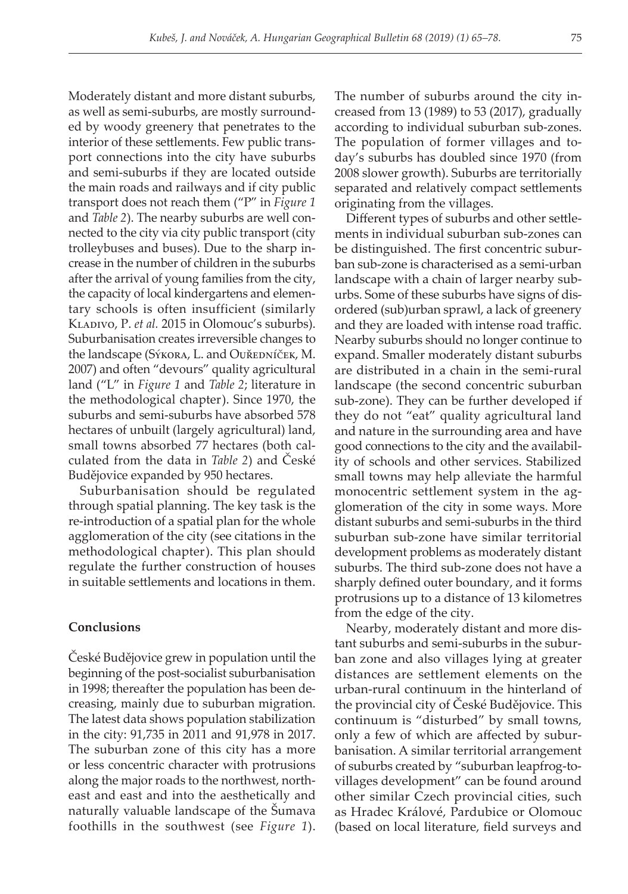Moderately distant and more distant suburbs, as well as semi-suburbs, are mostly surrounded by woody greenery that penetrates to the interior of these settlements. Few public transport connections into the city have suburbs and semi-suburbs if they are located outside the main roads and railways and if city public transport does not reach them ("P" in *Figure 1* and *Table 2*). The nearby suburbs are well connected to the city via city public transport (city trolleybuses and buses). Due to the sharp increase in the number of children in the suburbs after the arrival of young families from the city, the capacity of local kindergartens and elementary schools is often insufficient (similarly Kladivo, P. *et al.* 2015 in Olomouc's suburbs). Suburbanisation creates irreversible changes to the landscape (Sýkora, L. and Ouředníček, M. 2007) and often "devours" quality agricultural land ("L" in *Figure 1* and *Table 2*; literature in the methodological chapter). Since 1970, the suburbs and semi-suburbs have absorbed 578 hectares of unbuilt (largely agricultural) land, small towns absorbed 77 hectares (both calculated from the data in *Table 2*) and České Budějovice expanded by 950 hectares.

Suburbanisation should be regulated through spatial planning. The key task is the re-introduction of a spatial plan for the whole agglomeration of the city (see citations in the methodological chapter). This plan should regulate the further construction of houses in suitable settlements and locations in them.

## Conclusions

České Budějovice grew in population until the beginning of the post-socialist suburbanisation in 1998; thereafter the population has been decreasing, mainly due to suburban migration. The latest data shows population stabilization in the city: 91,735 in 2011 and 91,978 in 2017. The suburban zone of this city has a more or less concentric character with protrusions along the major roads to the northwest, northeast and east and into the aesthetically and naturally valuable landscape of the Šumava foothills in the southwest (see *Figure 1*). The number of suburbs around the city increased from 13 (1989) to 53 (2017), gradually according to individual suburban sub-zones. The population of former villages and today's suburbs has doubled since 1970 (from 2008 slower growth). Suburbs are territorially separated and relatively compact settlements originating from the villages.

Different types of suburbs and other settlements in individual suburban sub-zones can be distinguished. The first concentric suburban sub-zone is characterised as a semi-urban landscape with a chain of larger nearby suburbs. Some of these suburbs have signs of disordered (sub)urban sprawl, a lack of greenery and they are loaded with intense road traffic. Nearby suburbs should no longer continue to expand. Smaller moderately distant suburbs are distributed in a chain in the semi-rural landscape (the second concentric suburban sub-zone). They can be further developed if they do not "eat" quality agricultural land and nature in the surrounding area and have good connections to the city and the availability of schools and other services. Stabilized small towns may help alleviate the harmful monocentric settlement system in the agglomeration of the city in some ways. More distant suburbs and semi-suburbs in the third suburban sub-zone have similar territorial development problems as moderately distant suburbs. The third sub-zone does not have a sharply defined outer boundary, and it forms protrusions up to a distance of 13 kilometres from the edge of the city.

Nearby, moderately distant and more distant suburbs and semi-suburbs in the suburban zone and also villages lying at greater distances are settlement elements on the urban-rural continuum in the hinterland of the provincial city of České Budějovice. This continuum is "disturbed" by small towns, only a few of which are affected by suburbanisation. A similar territorial arrangement of suburbs created by "suburban leapfrog-to-villages development" can be found around other similar Czech provincial cities, such as Hradec Králové, Pardubice or Olomouc (based on local literature, field surveys and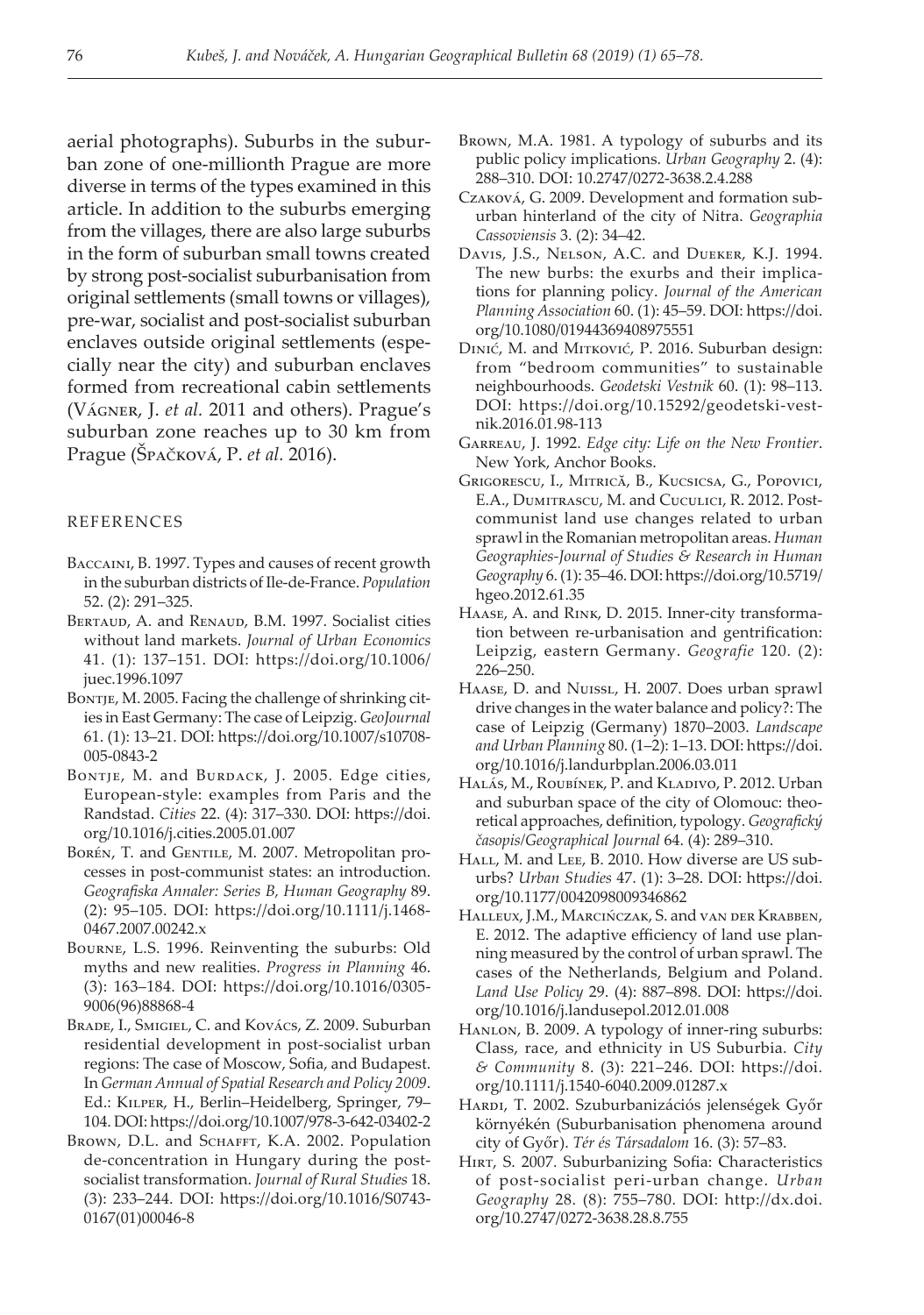aerial photographs). Suburbs in the suburban zone of one-millionth Prague are more diverse in terms of the types examined in this article. In addition to the suburbs emerging from the villages, there are also large suburbs in the form of suburban small towns created by strong post-socialist suburbanisation from original settlements (small towns or villages), pre-war, socialist and post-socialist suburban enclaves outside original settlements (especially near the city) and suburban enclaves formed from recreational cabin settlements (Vágner, J. *et al.* 2011 and others). Prague's suburban zone reaches up to 30 km from Prague (Špačková, P. *et al.* 2016).

## REFERENCES

Baccaini, B. 1997. Types and causes of recent growth in the suburban districts of Ile-de-France. *Population* 52. (2): 291–325.

Bertaud, A. and Renaud, B.M. 1997. Socialist cities without land markets. *Journal of Urban Economics* 41. (1): 137–151. DOI: https://doi.org/10.1006/juec.1996.1097

Bontje, M. 2005. Facing the challenge of shrinking cities in East Germany: The case of Leipzig. *GeoJournal* 61. (1): 13–21. DOI: https://doi.org/10.1007/s10708-005-0843-2

Bontje, M. and Burdack, J. 2005. Edge cities, European-style: examples from Paris and the Randstad. *Cities* 22. (4): 317–330. DOI: https://doi.org/10.1016/j.cities.2005.01.007

Borén, T. and Gentile, M. 2007. Metropolitan processes in post-communist states: an introduction. *Geografiska Annaler: Series B, Human Geography* 89. (2): 95–105. DOI: https://doi.org/10.1111/j.1468-0467.2007.00242.x

Bourne, L.S. 1996. Reinventing the suburbs: Old myths and new realities. *Progress in Planning* 46. (3): 163–184. DOI: https://doi.org/10.1016/0305-9006(96)88868-4

Brade, I., Smigiel, C. and Kovács, Z. 2009. Suburban residential development in post-socialist urban regions: The case of Moscow, Sofia, and Budapest. In *German Annual of Spatial Research and Policy 2009*. Ed.: Kilper, H., Berlin–Heidelberg, Springer, 79–104. DOI: https://doi.org/10.1007/978-3-642-03402-2

Brown, D.L. and Schafft, K.A. 2002. Population de-concentration in Hungary during the post-socialist transformation. *Journal of Rural Studies* 18. (3): 233–244. DOI: https://doi.org/10.1016/S0743-0167(01)00046-8

Brown, M.A. 1981. A typology of suburbs and its public policy implications. *Urban Geography* 2. (4): 288–310. DOI: 10.2747/0272-3638.2.4.288

Czaková, G. 2009. Development and formation suburban hinterland of the city of Nitra. *Geographia Cassoviensis* 3. (2): 34–42.

Davis, J.S., Nelson, A.C. and Dueker, K.J. 1994. The new burbs: the exurbs and their implications for planning policy. *Journal of the American Planning Association* 60. (1): 45–59. DOI: https://doi.org/10.1080/01944369408975551

Dinić, M. and Mitković, P. 2016. Suburban design: from "bedroom communities" to sustainable neighbourhoods. *Geodetski Vestnik* 60. (1): 98–113. DOI: https://doi.org/10.15292/geodetski-vestnik.2016.01.98-113

Garreau, J. 1992. *Edge city: Life on the New Frontier*. New York, Anchor Books.

Grigorescu, I., Mitrică, B., Kucsicsa, G., Popovici, E.A., Dumitrascu, M. and Cuculici, R. 2012. Post-communist land use changes related to urban sprawl in the Romanian metropolitan areas. *Human Geographies-Journal of Studies & Research in Human Geography* 6. (1): 35–46. DOI: https://doi.org/10.5719/hgeo.2012.61.35

Haase, A. and Rink, D. 2015. Inner-city transformation between re-urbanisation and gentrification: Leipzig, eastern Germany. *Geografie* 120. (2): 226–250.

Haase, D. and Nuissl, H. 2007. Does urban sprawl drive changes in the water balance and policy?: The case of Leipzig (Germany) 1870–2003. *Landscape and Urban Planning* 80. (1–2): 1–13. DOI: https://doi.org/10.1016/j.landurbplan.2006.03.011

Halás, M., Roubínek, P. and Kladivo, P. 2012. Urban and suburban space of the city of Olomouc: theoretical approaches, definition, typology. *Geografický časopis/Geographical Journal* 64. (4): 289–310.

Hall, M. and Lee, B. 2010. How diverse are US suburbs? *Urban Studies* 47. (1): 3–28. DOI: https://doi.org/10.1177/0042098009346862

Halleux, J.M., Marcińczak, S. and van der Krabben, E. 2012. The adaptive efficiency of land use planning measured by the control of urban sprawl. The cases of the Netherlands, Belgium and Poland. *Land Use Policy* 29. (4): 887–898. DOI: https://doi.org/10.1016/j.landusepol.2012.01.008

Hanlon, B. 2009. A typology of inner-ring suburbs: Class, race, and ethnicity in US Suburbia. *City & Community* 8. (3): 221–246. DOI: https://doi.org/10.1111/j.1540-6040.2009.01287.x

Hardi, T. 2002. Szuburbanizációs jelenségek Győr környékén (Suburbanisation phenomena around city of Győr). *Tér és Társadalom* 16. (3): 57–83.

Hirt, S. 2007. Suburbanizing Sofia: Characteristics of post-socialist peri-urban change. *Urban Geography* 28. (8): 755–780. DOI: http://dx.doi.org/10.2747/0272-3638.28.8.755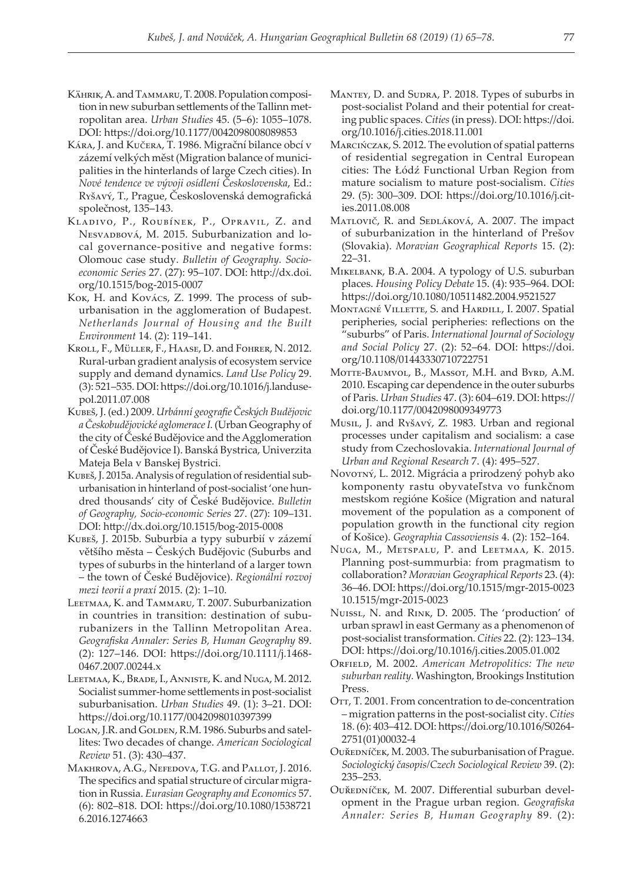Kährik, A. and Tammaru, T. 2008. Population composition in new suburban settlements of the Tallinn metropolitan area. *Urban Studies* 45. (5–6): 1055–1078. DOI: https://doi.org/10.1177/0042098008089853

Kára, J. and Kučera, T. 1986. Migrační bilance obcí v zázemí velkých měst (Migration balance of municipalities in the hinterlands of large Czech cities). In *Nové tendence ve vývoji osídlení Československa*, Ed.: Ryšavý, T., Prague, Československá demografická společnost, 135–143.

Kladivo, P., Roubínek, P., Opravil, Z. and Nesvadbová, M. 2015. Suburbanization and local governance-positive and negative forms: Olomouc case study. *Bulletin of Geography. Socio-economic Series* 27. (27): 95–107. DOI: http://dx.doi.org/10.1515/bog-2015-0007

Kok, H. and Kovács, Z. 1999. The process of suburbanisation in the agglomeration of Budapest. *Netherlands Journal of Housing and the Built Environment* 14. (2): 119–141.

Kroll, F., Müller, F., Haase, D. and Fohrer, N. 2012. Rural-urban gradient analysis of ecosystem service supply and demand dynamics. *Land Use Policy* 29. (3): 521–535. DOI: https://doi.org/10.1016/j.landusepol.2011.07.008

Kubeš, J. (ed.) 2009. *Urbánní geografie Českých Budějovic a Českobudějovické aglomerace I.* (Urban Geography of the city of České Budějovice and the Agglomeration of České Budějovice I). Banská Bystrica, Univerzita Mateja Bela v Banskej Bystrici.

Kubeš, J. 2015a. Analysis of regulation of residential suburbanisation in hinterland of post-socialist 'one hundred thousands' city of České Budějovice. *Bulletin of Geography, Socio-economic Series* 27. (27): 109–131. DOI: http://dx.doi.org/10.1515/bog-2015-0008

Kubeš, J. 2015b. Suburbia a typy suburbií v zázemí většího města – Českých Budějovic (Suburbs and types of suburbs in the hinterland of a larger town – the town of České Budějovice). *Regionální rozvoj mezi teorií a praxí* 2015. (2): 1–10.

Leetmaa, K. and Tammaru, T. 2007. Suburbanization in countries in transition: destination of suburbanizers in the Tallinn Metropolitan Area. *Geografiska Annaler: Series B, Human Geography* 89. (2): 127–146. DOI: https://doi.org/10.1111/j.1468-0467.2007.00244.x

Leetmaa, K., Brade, I., Anniste, K. and Nuga, M. 2012. Socialist summer-home settlements in post-socialist suburbanisation. *Urban Studies* 49. (1): 3–21. DOI: https://doi.org/10.1177/0042098010397399

Logan, J.R. and Golden, R.M. 1986. Suburbs and satellites: Two decades of change. *American Sociological Review* 51. (3): 430–437.

Makhrova, A.G., Nefedova, T.G. and Pallot, J. 2016. The specifics and spatial structure of circular migration in Russia. *Eurasian Geography and Economics* 57. (6): 802–818. DOI: https://doi.org/10.1080/15387216.2016.1274663

Mantey, D. and Sudra, P. 2018. Types of suburbs in post-socialist Poland and their potential for creating public spaces. *Cities* (in press). DOI: https://doi.org/10.1016/j.cities.2018.11.001

Marcińczak, S. 2012. The evolution of spatial patterns of residential segregation in Central European cities: The Łódź Functional Urban Region from mature socialism to mature post-socialism. *Cities* 29. (5): 300–309. DOI: https://doi.org/10.1016/j.cities.2011.08.008

Matlovič, R. and Sedláková, A. 2007. The impact of suburbanization in the hinterland of Prešov (Slovakia). *Moravian Geographical Reports* 15. (2): 22–31.

Mikelbank, B.A. 2004. A typology of U.S. suburban places. *Housing Policy Debate* 15. (4): 935–964. DOI: https://doi.org/10.1080/10511482.2004.9521527

Montagné Villette, S. and Hardill, I. 2007. Spatial peripheries, social peripheries: reflections on the "suburbs" of Paris. *International Journal of Sociology and Social Policy* 27. (2): 52–64. DOI: https://doi.org/10.1108/01443330710722751

Motte-Baumvol, B., Massot, M.H. and Byrd, A.M. 2010. Escaping car dependence in the outer suburbs of Paris. *Urban Studies* 47. (3): 604–619. DOI: https://doi.org/10.1177/0042098009349773

Musil, J. and Ryšavý, Z. 1983. Urban and regional processes under capitalism and socialism: a case study from Czechoslovakia. *International Journal of Urban and Regional Research* 7. (4): 495–527.

Novotný, L. 2012. Migrácia a prirodzený pohyb ako komponenty rastu obyvateľstva vo funkčnom mestskom regióne Košice (Migration and natural movement of the population as a component of population growth in the functional city region of Košice). *Geographia Cassoviensis* 4. (2): 152–164.

Nuga, M., Metspalu, P. and Leetmaa, K. 2015. Planning post-summurbia: from pragmatism to collaboration? *Moravian Geographical Reports* 23. (4): 36–46. DOI: https://doi.org/10.1515/mgr-2015-0023 10.1515/mgr-2015-0023

Nuissl, N. and Rink, D. 2005. The 'production' of urban sprawl in east Germany as a phenomenon of post-socialist transformation. *Cities* 22. (2): 123–134. DOI: https://doi.org/10.1016/j.cities.2005.01.002

Orfield, M. 2002. *American Metropolitics: The new suburban reality*. Washington, Brookings Institution Press.

Ott, T. 2001. From concentration to de-concentration – migration patterns in the post-socialist city. *Cities* 18. (6): 403–412. DOI: https://doi.org/10.1016/S0264-2751(01)00032-4

Ouředníček, M. 2003. The suburbanisation of Prague. *Sociologický časopis/Czech Sociological Review* 39. (2): 235–253.

Ouředníček, M. 2007. Differential suburban development in the Prague urban region. *Geografiska Annaler: Series B, Human Geography* 89. (2):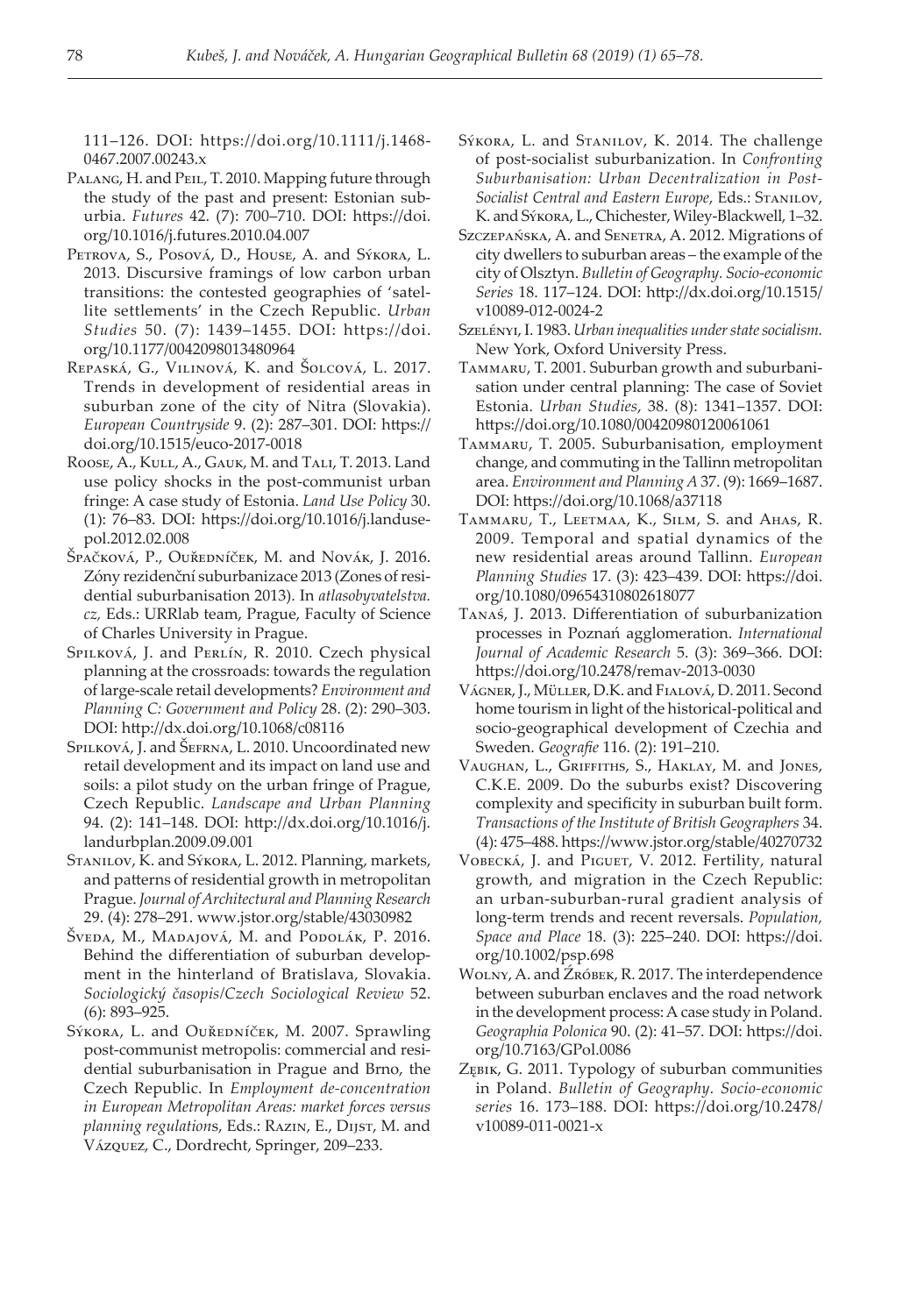111–126. DOI: https://doi.org/10.1111/j.1468-0467.2007.00243.x

Palang, H. and Peil, T. 2010. Mapping future through the study of the past and present: Estonian suburbia. *Futures* 42. (7): 700–710. DOI: https://doi.org/10.1016/j.futures.2010.04.007

Petrova, S., Posová, D., House, A. and Sýkora, L. 2013. Discursive framings of low carbon urban transitions: the contested geographies of 'satellite settlements' in the Czech Republic. *Urban Studies* 50. (7): 1439–1455. DOI: https://doi.org/10.1177/0042098013480964

Repaská, G., Vilinová, K. and Šolcová, L. 2017. Trends in development of residential areas in suburban zone of the city of Nitra (Slovakia). *European Countryside* 9. (2): 287–301. DOI: https://doi.org/10.1515/euco-2017-0018

Roose, A., Kull, A., Gauk, M. and Tali, T. 2013. Land use policy shocks in the post-communist urban fringe: A case study of Estonia. *Land Use Policy* 30. (1): 76–83. DOI: https://doi.org/10.1016/j.landusepol.2012.02.008

Špačková, P., Ouředníček, M. and Novák, J. 2016. Zóny rezidenční suburbanizace 2013 (Zones of residential suburbanisation 2013). In *atlasobyvatelstva.cz,* Eds.: URRlab team, Prague, Faculty of Science of Charles University in Prague.

Spilková, J. and Perlín, R. 2010. Czech physical planning at the crossroads: towards the regulation of large-scale retail developments? *Environment and Planning C: Government and Policy* 28. (2): 290–303. DOI: http://dx.doi.org/10.1068/c08116

Spilková, J. and Šefrna, L. 2010. Uncoordinated new retail development and its impact on land use and soils: a pilot study on the urban fringe of Prague, Czech Republic. *Landscape and Urban Planning* 94. (2): 141–148. DOI: http://dx.doi.org/10.1016/j.landurbplan.2009.09.001

Stanilov, K. and Sýkora, L. 2012. Planning, markets, and patterns of residential growth in metropolitan Prague. *Journal of Architectural and Planning Research* 29. (4): 278–291. www.jstor.org/stable/43030982

Šveda, M., Madajová, M. and Podolák, P. 2016. Behind the differentiation of suburban development in the hinterland of Bratislava, Slovakia. *Sociologický časopis/Czech Sociological Review* 52. (6): 893–925.

Sýkora, L. and Ouředníček, M. 2007. Sprawling post-communist metropolis: commercial and residential suburbanisation in Prague and Brno, the Czech Republic. In *Employment de-concentration in European Metropolitan Areas: market forces versus planning regulations*, Eds.: Razin, E., Dijst, M. and Vázquez, C., Dordrecht, Springer, 209–233.

Sýkora, L. and Stanilov, K. 2014. The challenge of post-socialist suburbanization. In *Confronting Suburbanisation: Urban Decentralization in Post-Socialist Central and Eastern Europe*, Eds.: Stanilov, K. and Sýkora, L., Chichester, Wiley-Blackwell, 1–32.

Szczepańska, A. and Senetra, A. 2012. Migrations of city dwellers to suburban areas – the example of the city of Olsztyn. *Bulletin of Geography. Socio-economic Series* 18. 117–124. DOI: http://dx.doi.org/10.1515/v10089-012-0024-2

Szelényi, I. 1983. *Urban inequalities under state socialism.* New York, Oxford University Press.

Tammaru, T. 2001. Suburban growth and suburbanisation under central planning: The case of Soviet Estonia. *Urban Studies*, 38. (8): 1341–1357. DOI: https://doi.org/10.1080/00420980120061061

Tammaru, T. 2005. Suburbanisation, employment change, and commuting in the Tallinn metropolitan area. *Environment and Planning A* 37. (9): 1669–1687. DOI: https://doi.org/10.1068/a37118

Tammaru, T., Leetmaa, K., Silm, S. and Ahas, R. 2009. Temporal and spatial dynamics of the new residential areas around Tallinn. *European Planning Studies* 17. (3): 423–439. DOI: https://doi.org/10.1080/09654310802618077

Tanaś, J. 2013. Differentiation of suburbanization processes in Poznań agglomeration. *International Journal of Academic Research* 5. (3): 369–366. DOI: https://doi.org/10.2478/remav-2013-0030

Vágner, J., Müller, D.K. and Fialová, D. 2011. Second home tourism in light of the historical-political and socio-geographical development of Czechia and Sweden. *Geografie* 116. (2): 191–210.

Vaughan, L., Griffiths, S., Haklay, M. and Jones, C.K.E. 2009. Do the suburbs exist? Discovering complexity and specificity in suburban built form. *Transactions of the Institute of British Geographers* 34. (4): 475–488. https://www.jstor.org/stable/40270732

Vobecká, J. and Piguet, V. 2012. Fertility, natural growth, and migration in the Czech Republic: an urban-suburban-rural gradient analysis of long-term trends and recent reversals. *Population, Space and Place* 18. (3): 225–240. DOI: https://doi.org/10.1002/psp.698

Wolny, A. and Źróbek, R. 2017. The interdependence between suburban enclaves and the road network in the development process: A case study in Poland. *Geographia Polonica* 90. (2): 41–57. DOI: https://doi.org/10.7163/GPol.0086

Zębik, G. 2011. Typology of suburban communities in Poland. *Bulletin of Geography. Socio-economic series* 16. 173–188. DOI: https://doi.org/10.2478/v10089-011-0021-x